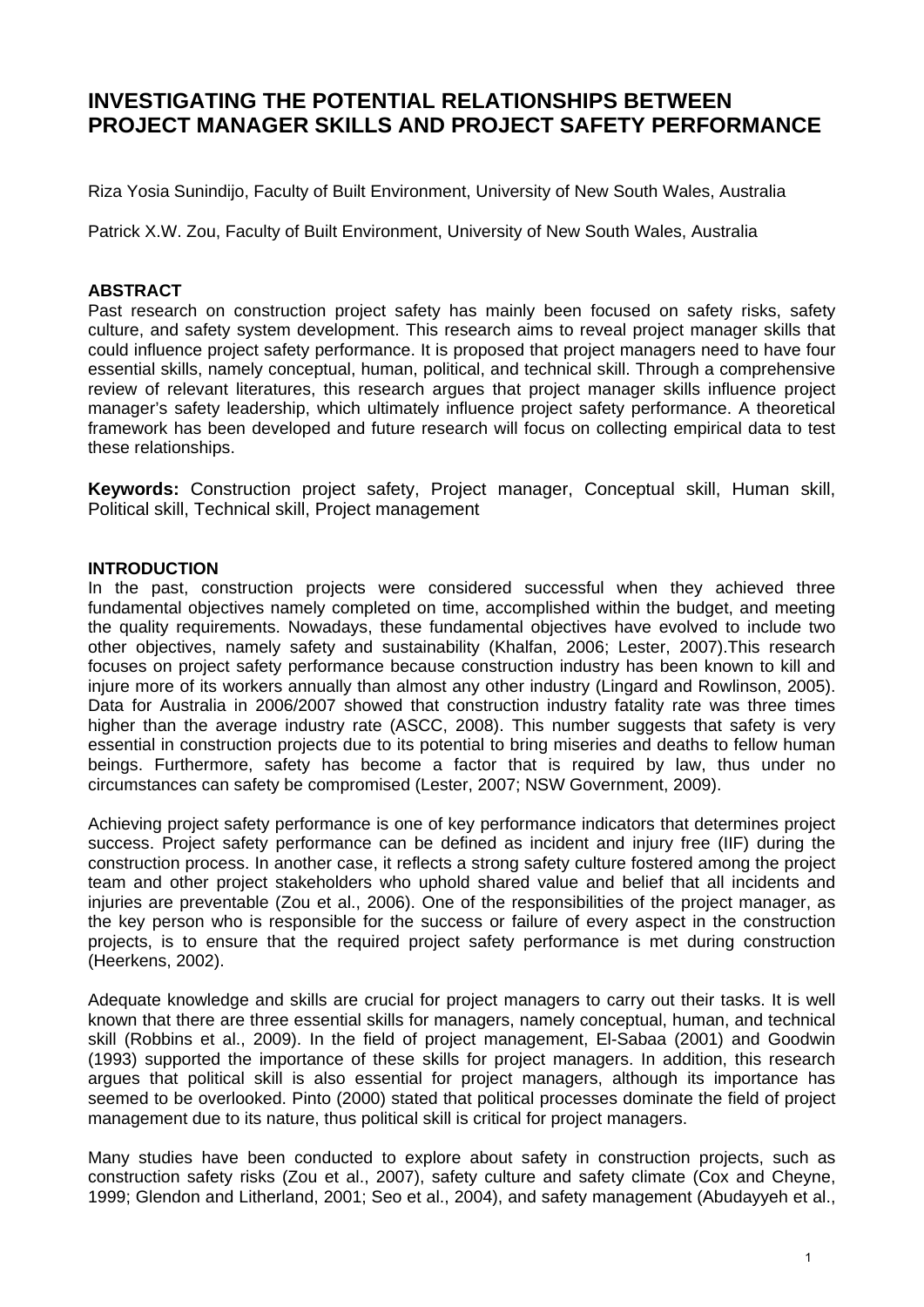# INVESTIGATING THE POTENTIAL RELATIONSHIPS BETWEEN PROJECT MANAGER SKILLS AND PROJECT SAFETY PERFORMANCE

Riza Yosia Sunindijo, Faculty of Built Environment, University of New South Wales, Australia

Patrick X.W. Zou, Faculty of Built Environment, University of New South Wales, Australia

## ABSTRACT

Past research on construction project safety has mainly been focused on safety risks, safety culture, and safety system development. This research aims to reveal project manager skills that could influence project safety performance. It is proposed that project managers need to have four essential skills, namely conceptual, human, political, and technical skill. Through a comprehensive review of relevant literatures, this research argues that project manager skills influence project manager's safety leadership, which ultimately influence project safety performance. A theoretical framework has been developed and future research will focus on collecting empirical data to test these relationships.

**Keywords:** Construction project safety, Project manager, Conceptual skill, Human skill, Political skill, Technical skill, Project management

## INTRODUCTION

In the past, construction projects were considered successful when they achieved three fundamental objectives namely completed on time, accomplished within the budget, and meeting the quality requirements. Nowadays, these fundamental objectives have evolved to include two other objectives, namely safety and sustainability (Khalfan, 2006; Lester, 2007).This research focuses on project safety performance because construction industry has been known to kill and injure more of its workers annually than almost any other industry (Lingard and Rowlinson, 2005). Data for Australia in 2006/2007 showed that construction industry fatality rate was three times higher than the average industry rate (ASCC, 2008). This number suggests that safety is very essential in construction projects due to its potential to bring miseries and deaths to fellow human beings. Furthermore, safety has become a factor that is required by law, thus under no circumstances can safety be compromised (Lester, 2007; NSW Government, 2009).

Achieving project safety performance is one of key performance indicators that determines project success. Project safety performance can be defined as incident and injury free (IIF) during the construction process. In another case, it reflects a strong safety culture fostered among the project team and other project stakeholders who uphold shared value and belief that all incidents and injuries are preventable (Zou et al., 2006). One of the responsibilities of the project manager, as the key person who is responsible for the success or failure of every aspect in the construction projects, is to ensure that the required project safety performance is met during construction (Heerkens, 2002).

Adequate knowledge and skills are crucial for project managers to carry out their tasks. It is well known that there are three essential skills for managers, namely conceptual, human, and technical skill (Robbins et al., 2009). In the field of project management, El-Sabaa (2001) and Goodwin (1993) supported the importance of these skills for project managers. In addition, this research argues that political skill is also essential for project managers, although its importance has seemed to be overlooked. Pinto (2000) stated that political processes dominate the field of project management due to its nature, thus political skill is critical for project managers.

Many studies have been conducted to explore about safety in construction projects, such as construction safety risks (Zou et al., 2007), safety culture and safety climate (Cox and Cheyne, 1999; Glendon and Litherland, 2001; Seo et al., 2004), and safety management (Abudayyeh et al.,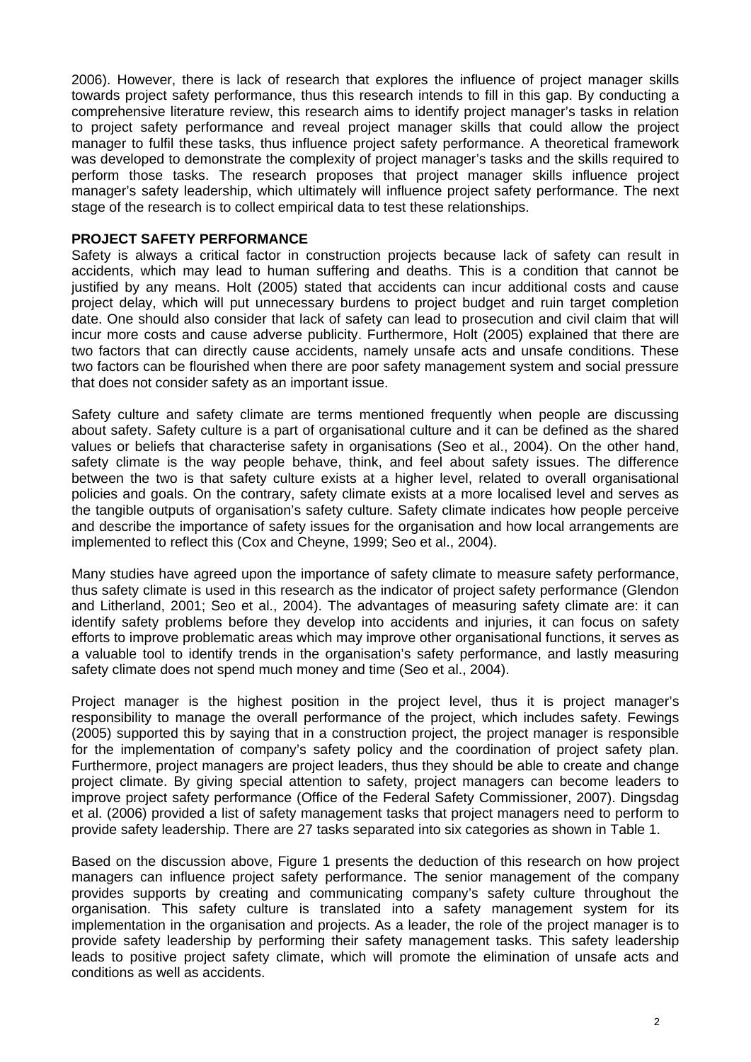2006). However, there is lack of research that explores the influence of project manager skills towards project safety performance, thus this research intends to fill in this gap. By conducting a comprehensive literature review, this research aims to identify project manager's tasks in relation to project safety performance and reveal project manager skills that could allow the project manager to fulfil these tasks, thus influence project safety performance. A theoretical framework was developed to demonstrate the complexity of project manager's tasks and the skills required to perform those tasks. The research proposes that project manager skills influence project manager's safety leadership, which ultimately will influence project safety performance. The next stage of the research is to collect empirical data to test these relationships.

## PROJECT SAFETY PERFORMANCE

Safety is always a critical factor in construction projects because lack of safety can result in accidents, which may lead to human suffering and deaths. This is a condition that cannot be justified by any means. Holt (2005) stated that accidents can incur additional costs and cause project delay, which will put unnecessary burdens to project budget and ruin target completion date. One should also consider that lack of safety can lead to prosecution and civil claim that will incur more costs and cause adverse publicity. Furthermore, Holt (2005) explained that there are two factors that can directly cause accidents, namely unsafe acts and unsafe conditions. These two factors can be flourished when there are poor safety management system and social pressure that does not consider safety as an important issue.

Safety culture and safety climate are terms mentioned frequently when people are discussing about safety. Safety culture is a part of organisational culture and it can be defined as the shared values or beliefs that characterise safety in organisations (Seo et al., 2004). On the other hand, safety climate is the way people behave, think, and feel about safety issues. The difference between the two is that safety culture exists at a higher level, related to overall organisational policies and goals. On the contrary, safety climate exists at a more localised level and serves as the tangible outputs of organisation's safety culture. Safety climate indicates how people perceive and describe the importance of safety issues for the organisation and how local arrangements are implemented to reflect this (Cox and Cheyne, 1999; Seo et al., 2004).

Many studies have agreed upon the importance of safety climate to measure safety performance, thus safety climate is used in this research as the indicator of project safety performance (Glendon and Litherland, 2001; Seo et al., 2004). The advantages of measuring safety climate are: it can identify safety problems before they develop into accidents and injuries, it can focus on safety efforts to improve problematic areas which may improve other organisational functions, it serves as a valuable tool to identify trends in the organisation's safety performance, and lastly measuring safety climate does not spend much money and time (Seo et al., 2004).

Project manager is the highest position in the project level, thus it is project manager's responsibility to manage the overall performance of the project, which includes safety. Fewings (2005) supported this by saying that in a construction project, the project manager is responsible for the implementation of company's safety policy and the coordination of project safety plan. Furthermore, project managers are project leaders, thus they should be able to create and change project climate. By giving special attention to safety, project managers can become leaders to improve project safety performance (Office of the Federal Safety Commissioner, 2007). Dingsdag et al. (2006) provided a list of safety management tasks that project managers need to perform to provide safety leadership. There are 27 tasks separated into six categories as shown in Table 1.

Based on the discussion above, Figure 1 presents the deduction of this research on how project managers can influence project safety performance. The senior management of the company provides supports by creating and communicating company's safety culture throughout the organisation. This safety culture is translated into a safety management system for its implementation in the organisation and projects. As a leader, the role of the project manager is to provide safety leadership by performing their safety management tasks. This safety leadership leads to positive project safety climate, which will promote the elimination of unsafe acts and conditions as well as accidents.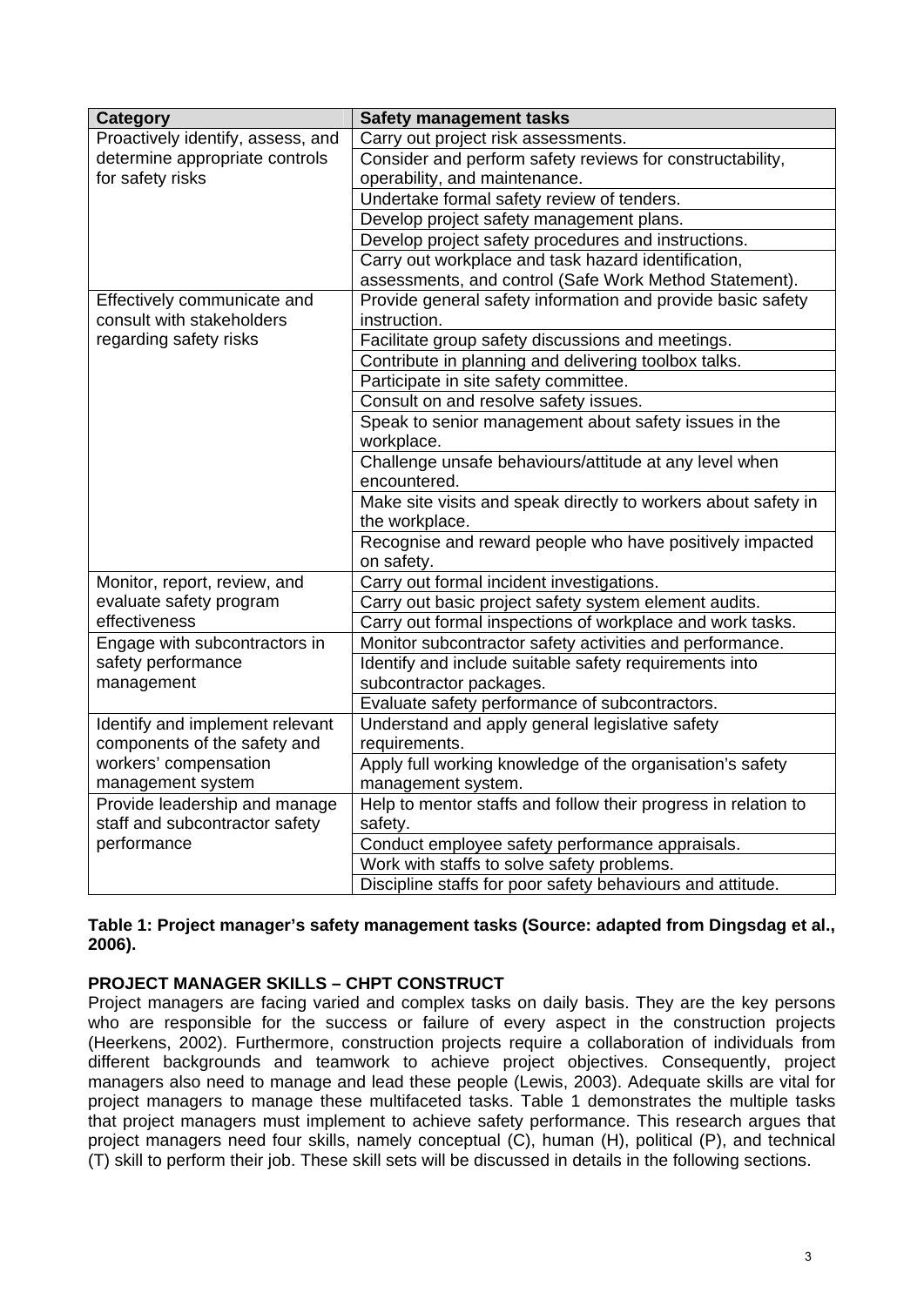| Category | Safety management tasks |
|---|---|
| Proactively identify, assess, and determine appropriate controls for safety risks | Carry out project risk assessments. |
| | Consider and perform safety reviews for constructability, operability, and maintenance. |
| | Undertake formal safety review of tenders. |
| | Develop project safety management plans. |
| | Develop project safety procedures and instructions. |
| | Carry out workplace and task hazard identification, assessments, and control (Safe Work Method Statement). |
| Effectively communicate and consult with stakeholders regarding safety risks | Provide general safety information and provide basic safety instruction. |
| | Facilitate group safety discussions and meetings. |
| | Contribute in planning and delivering toolbox talks. |
| | Participate in site safety committee. |
| | Consult on and resolve safety issues. |
| | Speak to senior management about safety issues in the workplace. |
| | Challenge unsafe behaviours/attitude at any level when encountered. |
| | Make site visits and speak directly to workers about safety in the workplace. |
| | Recognise and reward people who have positively impacted on safety. |
| Monitor, report, review, and evaluate safety program effectiveness | Carry out formal incident investigations. |
| | Carry out basic project safety system element audits. |
| | Carry out formal inspections of workplace and work tasks. |
| Engage with subcontractors in safety performance management | Monitor subcontractor safety activities and performance. |
| | Identify and include suitable safety requirements into subcontractor packages. |
| | Evaluate safety performance of subcontractors. |
| Identify and implement relevant components of the safety and workers' compensation management system | Understand and apply general legislative safety requirements. |
| | Apply full working knowledge of the organisation's safety management system. |
| Provide leadership and manage staff and subcontractor safety performance | Help to mentor staffs and follow their progress in relation to safety. |
| | Conduct employee safety performance appraisals. |
| | Work with staffs to solve safety problems. |
| | Discipline staffs for poor safety behaviours and attitude. |

**Table 1: Project manager's safety management tasks (Source: adapted from Dingsdag et al., 2006).**

## PROJECT MANAGER SKILLS – CHPT CONSTRUCT

Project managers are facing varied and complex tasks on daily basis. They are the key persons who are responsible for the success or failure of every aspect in the construction projects (Heerkens, 2002). Furthermore, construction projects require a collaboration of individuals from different backgrounds and teamwork to achieve project objectives. Consequently, project managers also need to manage and lead these people (Lewis, 2003). Adequate skills are vital for project managers to manage these multifaceted tasks. Table 1 demonstrates the multiple tasks that project managers must implement to achieve safety performance. This research argues that project managers need four skills, namely conceptual (C), human (H), political (P), and technical (T) skill to perform their job. These skill sets will be discussed in details in the following sections.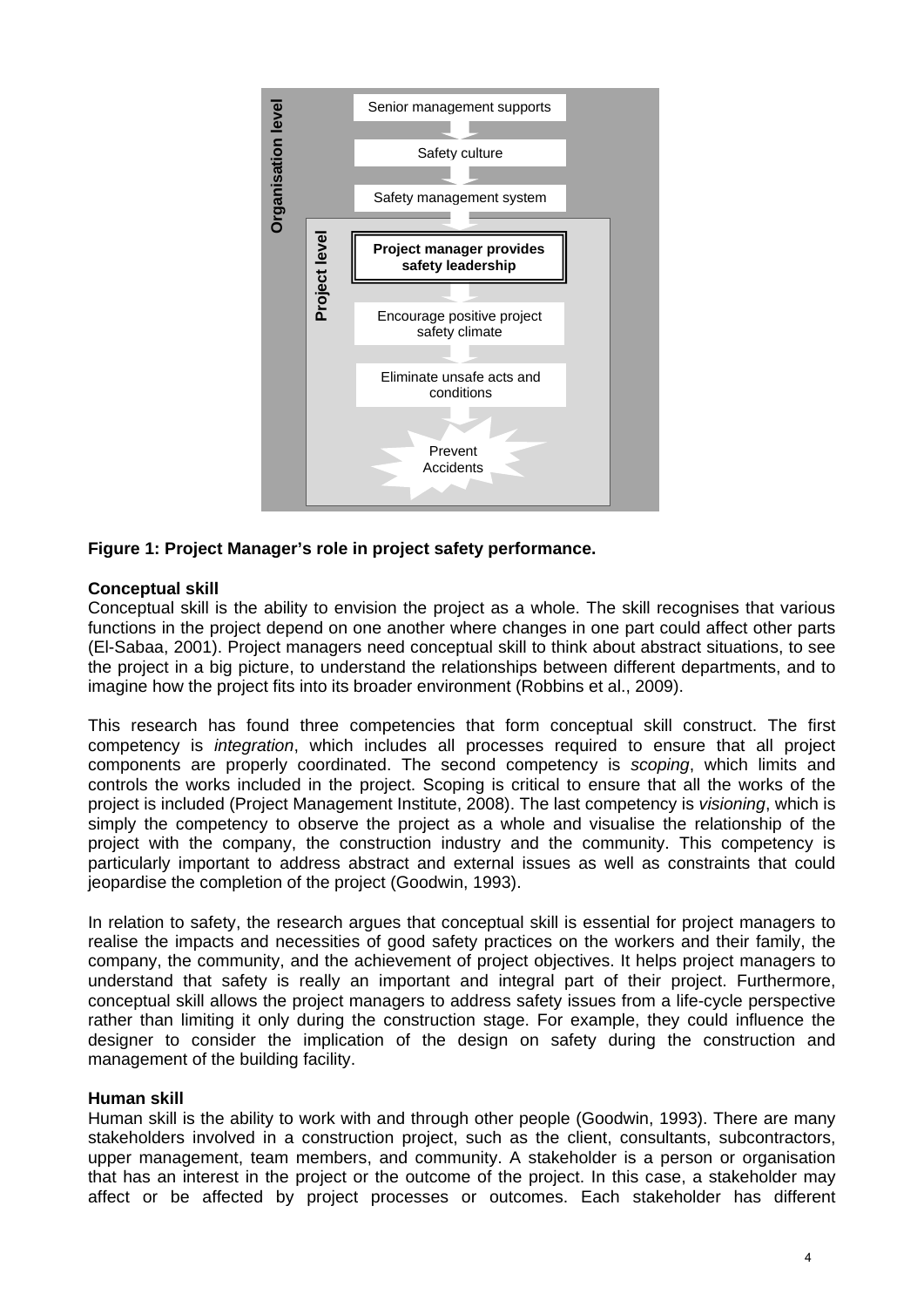Organisation level

Senior management supports

Safety culture

Safety management system

Project level

**Project manager provides safety leadership**

Encourage positive project safety climate

Eliminate unsafe acts and conditions

Prevent Accidents

**Figure 1: Project Manager's role in project safety performance.**

**Conceptual skill**

Conceptual skill is the ability to envision the project as a whole. The skill recognises that various functions in the project depend on one another where changes in one part could affect other parts (El-Sabaa, 2001). Project managers need conceptual skill to think about abstract situations, to see the project in a big picture, to understand the relationships between different departments, and to imagine how the project fits into its broader environment (Robbins et al., 2009).

This research has found three competencies that form conceptual skill construct. The first competency is *integration*, which includes all processes required to ensure that all project components are properly coordinated. The second competency is *scoping*, which limits and controls the works included in the project. Scoping is critical to ensure that all the works of the project is included (Project Management Institute, 2008). The last competency is *visioning*, which is simply the competency to observe the project as a whole and visualise the relationship of the project with the company, the construction industry and the community. This competency is particularly important to address abstract and external issues as well as constraints that could jeopardise the completion of the project (Goodwin, 1993).

In relation to safety, the research argues that conceptual skill is essential for project managers to realise the impacts and necessities of good safety practices on the workers and their family, the company, the community, and the achievement of project objectives. It helps project managers to understand that safety is really an important and integral part of their project. Furthermore, conceptual skill allows the project managers to address safety issues from a life-cycle perspective rather than limiting it only during the construction stage. For example, they could influence the designer to consider the implication of the design on safety during the construction and management of the building facility.

**Human skill**

Human skill is the ability to work with and through other people (Goodwin, 1993). There are many stakeholders involved in a construction project, such as the client, consultants, subcontractors, upper management, team members, and community. A stakeholder is a person or organisation that has an interest in the project or the outcome of the project. In this case, a stakeholder may affect or be affected by project processes or outcomes. Each stakeholder has different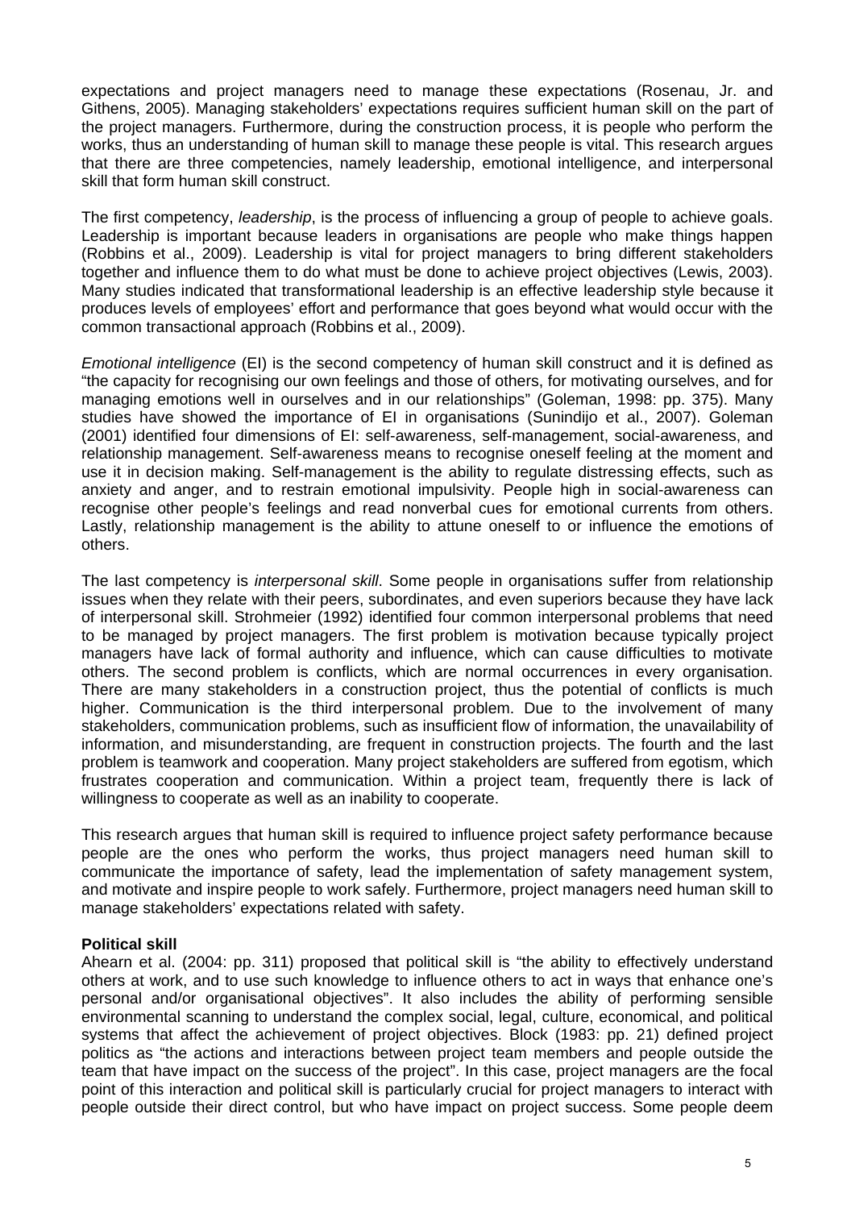expectations and project managers need to manage these expectations (Rosenau, Jr. and Githens, 2005). Managing stakeholders' expectations requires sufficient human skill on the part of the project managers. Furthermore, during the construction process, it is people who perform the works, thus an understanding of human skill to manage these people is vital. This research argues that there are three competencies, namely leadership, emotional intelligence, and interpersonal skill that form human skill construct.

The first competency, *leadership*, is the process of influencing a group of people to achieve goals. Leadership is important because leaders in organisations are people who make things happen (Robbins et al., 2009). Leadership is vital for project managers to bring different stakeholders together and influence them to do what must be done to achieve project objectives (Lewis, 2003). Many studies indicated that transformational leadership is an effective leadership style because it produces levels of employees' effort and performance that goes beyond what would occur with the common transactional approach (Robbins et al., 2009).

*Emotional intelligence* (EI) is the second competency of human skill construct and it is defined as "the capacity for recognising our own feelings and those of others, for motivating ourselves, and for managing emotions well in ourselves and in our relationships" (Goleman, 1998: pp. 375). Many studies have showed the importance of EI in organisations (Sunindijo et al., 2007). Goleman (2001) identified four dimensions of EI: self-awareness, self-management, social-awareness, and relationship management. Self-awareness means to recognise oneself feeling at the moment and use it in decision making. Self-management is the ability to regulate distressing effects, such as anxiety and anger, and to restrain emotional impulsivity. People high in social-awareness can recognise other people's feelings and read nonverbal cues for emotional currents from others. Lastly, relationship management is the ability to attune oneself to or influence the emotions of others.

The last competency is *interpersonal skill*. Some people in organisations suffer from relationship issues when they relate with their peers, subordinates, and even superiors because they have lack of interpersonal skill. Strohmeier (1992) identified four common interpersonal problems that need to be managed by project managers. The first problem is motivation because typically project managers have lack of formal authority and influence, which can cause difficulties to motivate others. The second problem is conflicts, which are normal occurrences in every organisation. There are many stakeholders in a construction project, thus the potential of conflicts is much higher. Communication is the third interpersonal problem. Due to the involvement of many stakeholders, communication problems, such as insufficient flow of information, the unavailability of information, and misunderstanding, are frequent in construction projects. The fourth and the last problem is teamwork and cooperation. Many project stakeholders are suffered from egotism, which frustrates cooperation and communication. Within a project team, frequently there is lack of willingness to cooperate as well as an inability to cooperate.

This research argues that human skill is required to influence project safety performance because people are the ones who perform the works, thus project managers need human skill to communicate the importance of safety, lead the implementation of safety management system, and motivate and inspire people to work safely. Furthermore, project managers need human skill to manage stakeholders' expectations related with safety.

**Political skill**

Ahearn et al. (2004: pp. 311) proposed that political skill is "the ability to effectively understand others at work, and to use such knowledge to influence others to act in ways that enhance one's personal and/or organisational objectives". It also includes the ability of performing sensible environmental scanning to understand the complex social, legal, culture, economical, and political systems that affect the achievement of project objectives. Block (1983: pp. 21) defined project politics as "the actions and interactions between project team members and people outside the team that have impact on the success of the project". In this case, project managers are the focal point of this interaction and political skill is particularly crucial for project managers to interact with people outside their direct control, but who have impact on project success. Some people deem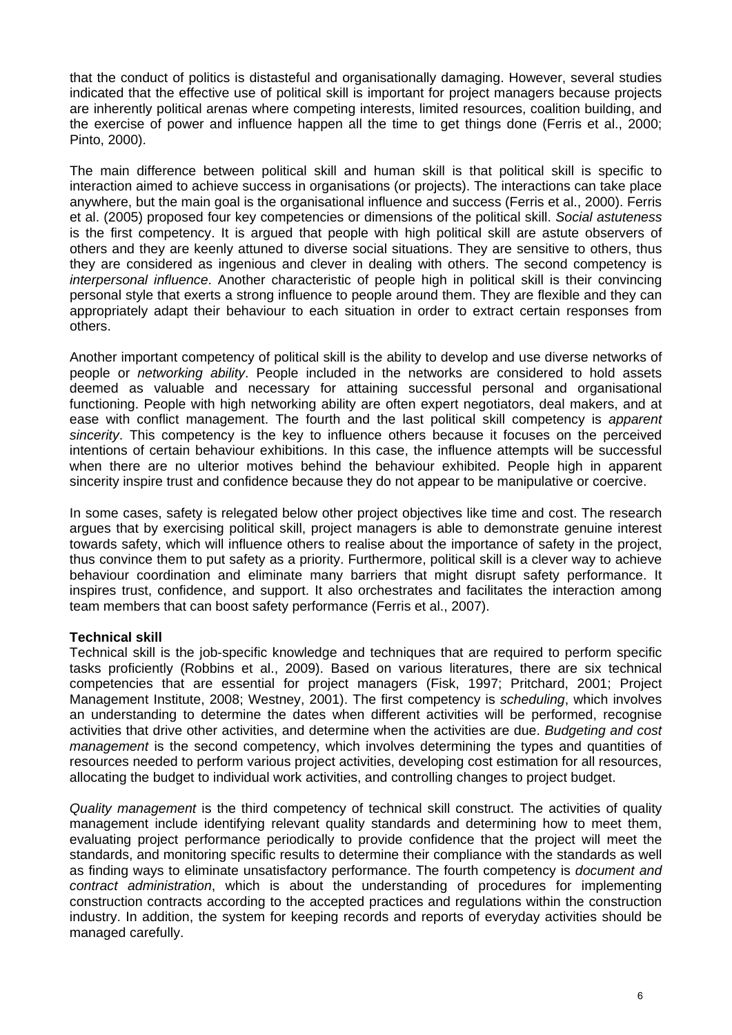that the conduct of politics is distasteful and organisationally damaging. However, several studies indicated that the effective use of political skill is important for project managers because projects are inherently political arenas where competing interests, limited resources, coalition building, and the exercise of power and influence happen all the time to get things done (Ferris et al., 2000; Pinto, 2000).

The main difference between political skill and human skill is that political skill is specific to interaction aimed to achieve success in organisations (or projects). The interactions can take place anywhere, but the main goal is the organisational influence and success (Ferris et al., 2000). Ferris et al. (2005) proposed four key competencies or dimensions of the political skill. *Social astuteness* is the first competency. It is argued that people with high political skill are astute observers of others and they are keenly attuned to diverse social situations. They are sensitive to others, thus they are considered as ingenious and clever in dealing with others. The second competency is *interpersonal influence*. Another characteristic of people high in political skill is their convincing personal style that exerts a strong influence to people around them. They are flexible and they can appropriately adapt their behaviour to each situation in order to extract certain responses from others.

Another important competency of political skill is the ability to develop and use diverse networks of people or *networking ability*. People included in the networks are considered to hold assets deemed as valuable and necessary for attaining successful personal and organisational functioning. People with high networking ability are often expert negotiators, deal makers, and at ease with conflict management. The fourth and the last political skill competency is *apparent sincerity*. This competency is the key to influence others because it focuses on the perceived intentions of certain behaviour exhibitions. In this case, the influence attempts will be successful when there are no ulterior motives behind the behaviour exhibited. People high in apparent sincerity inspire trust and confidence because they do not appear to be manipulative or coercive.

In some cases, safety is relegated below other project objectives like time and cost. The research argues that by exercising political skill, project managers is able to demonstrate genuine interest towards safety, which will influence others to realise about the importance of safety in the project, thus convince them to put safety as a priority. Furthermore, political skill is a clever way to achieve behaviour coordination and eliminate many barriers that might disrupt safety performance. It inspires trust, confidence, and support. It also orchestrates and facilitates the interaction among team members that can boost safety performance (Ferris et al., 2007).

**Technical skill**

Technical skill is the job-specific knowledge and techniques that are required to perform specific tasks proficiently (Robbins et al., 2009). Based on various literatures, there are six technical competencies that are essential for project managers (Fisk, 1997; Pritchard, 2001; Project Management Institute, 2008; Westney, 2001). The first competency is *scheduling*, which involves an understanding to determine the dates when different activities will be performed, recognise activities that drive other activities, and determine when the activities are due. *Budgeting and cost management* is the second competency, which involves determining the types and quantities of resources needed to perform various project activities, developing cost estimation for all resources, allocating the budget to individual work activities, and controlling changes to project budget.

*Quality management* is the third competency of technical skill construct. The activities of quality management include identifying relevant quality standards and determining how to meet them, evaluating project performance periodically to provide confidence that the project will meet the standards, and monitoring specific results to determine their compliance with the standards as well as finding ways to eliminate unsatisfactory performance. The fourth competency is *document and contract administration*, which is about the understanding of procedures for implementing construction contracts according to the accepted practices and regulations within the construction industry. In addition, the system for keeping records and reports of everyday activities should be managed carefully.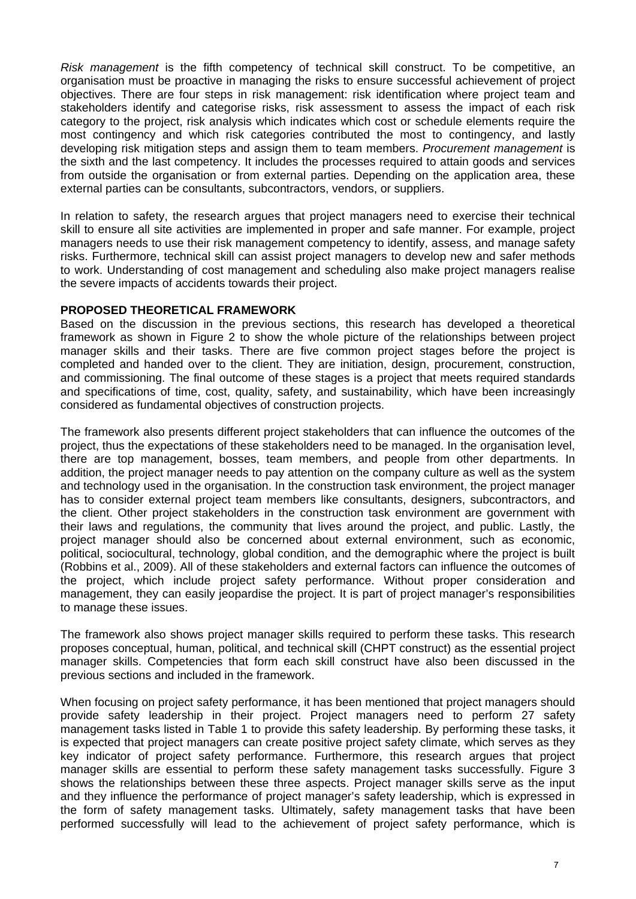*Risk management* is the fifth competency of technical skill construct. To be competitive, an organisation must be proactive in managing the risks to ensure successful achievement of project objectives. There are four steps in risk management: risk identification where project team and stakeholders identify and categorise risks, risk assessment to assess the impact of each risk category to the project, risk analysis which indicates which cost or schedule elements require the most contingency and which risk categories contributed the most to contingency, and lastly developing risk mitigation steps and assign them to team members. *Procurement management* is the sixth and the last competency. It includes the processes required to attain goods and services from outside the organisation or from external parties. Depending on the application area, these external parties can be consultants, subcontractors, vendors, or suppliers.

In relation to safety, the research argues that project managers need to exercise their technical skill to ensure all site activities are implemented in proper and safe manner. For example, project managers needs to use their risk management competency to identify, assess, and manage safety risks. Furthermore, technical skill can assist project managers to develop new and safer methods to work. Understanding of cost management and scheduling also make project managers realise the severe impacts of accidents towards their project.

## PROPOSED THEORETICAL FRAMEWORK

Based on the discussion in the previous sections, this research has developed a theoretical framework as shown in Figure 2 to show the whole picture of the relationships between project manager skills and their tasks. There are five common project stages before the project is completed and handed over to the client. They are initiation, design, procurement, construction, and commissioning. The final outcome of these stages is a project that meets required standards and specifications of time, cost, quality, safety, and sustainability, which have been increasingly considered as fundamental objectives of construction projects.

The framework also presents different project stakeholders that can influence the outcomes of the project, thus the expectations of these stakeholders need to be managed. In the organisation level, there are top management, bosses, team members, and people from other departments. In addition, the project manager needs to pay attention on the company culture as well as the system and technology used in the organisation. In the construction task environment, the project manager has to consider external project team members like consultants, designers, subcontractors, and the client. Other project stakeholders in the construction task environment are government with their laws and regulations, the community that lives around the project, and public. Lastly, the project manager should also be concerned about external environment, such as economic, political, sociocultural, technology, global condition, and the demographic where the project is built (Robbins et al., 2009). All of these stakeholders and external factors can influence the outcomes of the project, which include project safety performance. Without proper consideration and management, they can easily jeopardise the project. It is part of project manager's responsibilities to manage these issues.

The framework also shows project manager skills required to perform these tasks. This research proposes conceptual, human, political, and technical skill (CHPT construct) as the essential project manager skills. Competencies that form each skill construct have also been discussed in the previous sections and included in the framework.

When focusing on project safety performance, it has been mentioned that project managers should provide safety leadership in their project. Project managers need to perform 27 safety management tasks listed in Table 1 to provide this safety leadership. By performing these tasks, it is expected that project managers can create positive project safety climate, which serves as they key indicator of project safety performance. Furthermore, this research argues that project manager skills are essential to perform these safety management tasks successfully. Figure 3 shows the relationships between these three aspects. Project manager skills serve as the input and they influence the performance of project manager's safety leadership, which is expressed in the form of safety management tasks. Ultimately, safety management tasks that have been performed successfully will lead to the achievement of project safety performance, which is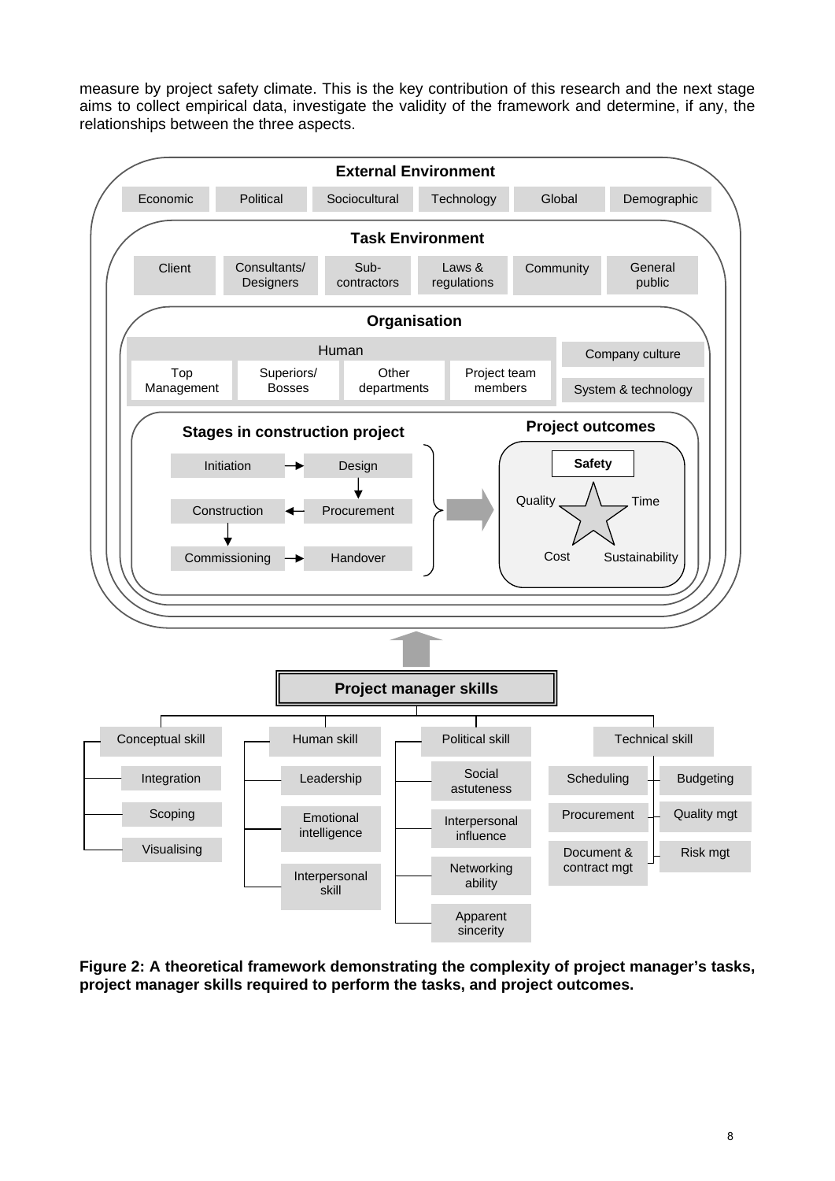measure by project safety climate. This is the key contribution of this research and the next stage aims to collect empirical data, investigate the validity of the framework and determine, if any, the relationships between the three aspects.

**External Environment**

Economic | Political | Sociocultural | Technology | Global | Demographic

**Task Environment**

Client | Consultants/ Designers | Sub-contractors | Laws & regulations | Community | General public

**Organisation**

Human: Top Management | Superiors/ Bosses | Other departments | Project team members

Company culture

System & technology

**Stages in construction project**

Initiation → Design → Procurement → Construction → Commissioning → Handover

**Project outcomes**

**Safety**

Quality, Time, Cost, Sustainability

**Project manager skills**

- Conceptual skill
  - Integration
  - Scoping
  - Visualising
- Human skill
  - Leadership
  - Emotional intelligence
  - Interpersonal skill
- Political skill
  - Social astuteness
  - Interpersonal influence
  - Networking ability
  - Apparent sincerity
- Technical skill
  - Scheduling
  - Procurement
  - Document & contract mgt
  - Budgeting
  - Quality mgt
  - Risk mgt

**Figure 2: A theoretical framework demonstrating the complexity of project manager's tasks, project manager skills required to perform the tasks, and project outcomes.**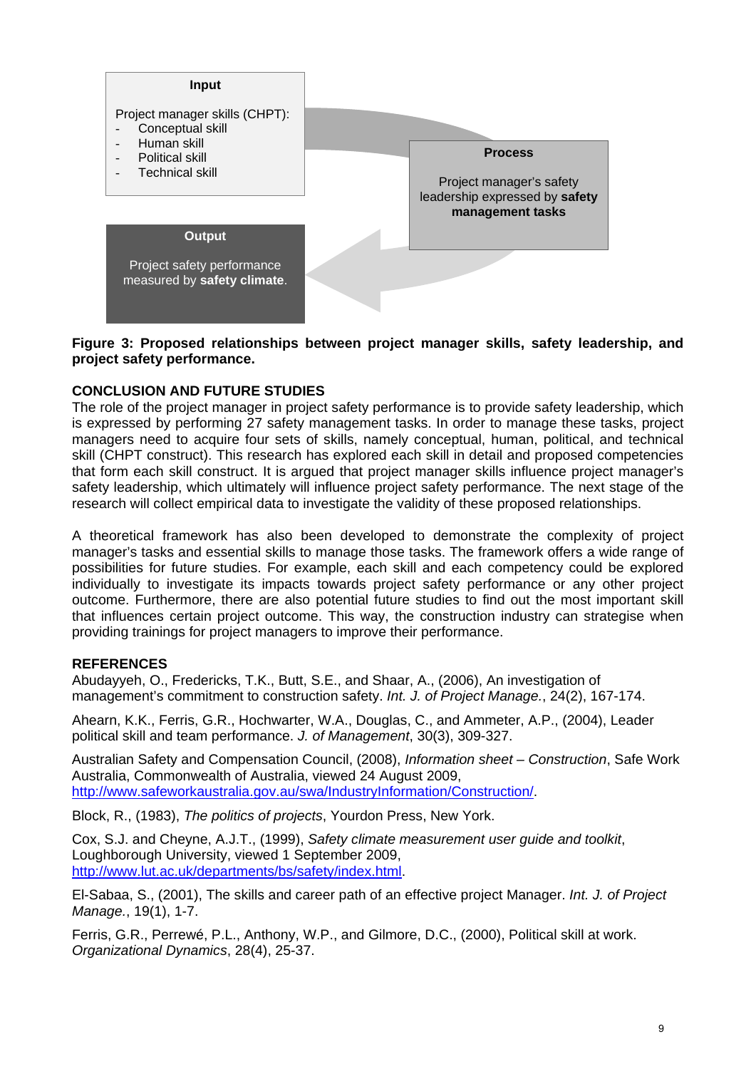**Input**

Project manager skills (CHPT):
- Conceptual skill
- Human skill
- Political skill
- Technical skill

**Process**

Project manager's safety leadership expressed by **safety management tasks**

**Output**

Project safety performance measured by **safety climate**.

**Figure 3: Proposed relationships between project manager skills, safety leadership, and project safety performance.**

## CONCLUSION AND FUTURE STUDIES

The role of the project manager in project safety performance is to provide safety leadership, which is expressed by performing 27 safety management tasks. In order to manage these tasks, project managers need to acquire four sets of skills, namely conceptual, human, political, and technical skill (CHPT construct). This research has explored each skill in detail and proposed competencies that form each skill construct. It is argued that project manager skills influence project manager's safety leadership, which ultimately will influence project safety performance. The next stage of the research will collect empirical data to investigate the validity of these proposed relationships.

A theoretical framework has also been developed to demonstrate the complexity of project manager's tasks and essential skills to manage those tasks. The framework offers a wide range of possibilities for future studies. For example, each skill and each competency could be explored individually to investigate its impacts towards project safety performance or any other project outcome. Furthermore, there are also potential future studies to find out the most important skill that influences certain project outcome. This way, the construction industry can strategise when providing trainings for project managers to improve their performance.

## REFERENCES

Abudayyeh, O., Fredericks, T.K., Butt, S.E., and Shaar, A., (2006), An investigation of management's commitment to construction safety. *Int. J. of Project Manage.*, 24(2), 167-174.

Ahearn, K.K., Ferris, G.R., Hochwarter, W.A., Douglas, C., and Ammeter, A.P., (2004), Leader political skill and team performance. *J. of Management*, 30(3), 309-327.

Australian Safety and Compensation Council, (2008), *Information sheet – Construction*, Safe Work Australia, Commonwealth of Australia, viewed 24 August 2009, http://www.safeworkaustralia.gov.au/swa/IndustryInformation/Construction/.

Block, R., (1983), *The politics of projects*, Yourdon Press, New York.

Cox, S.J. and Cheyne, A.J.T., (1999), *Safety climate measurement user guide and toolkit*, Loughborough University, viewed 1 September 2009, http://www.lut.ac.uk/departments/bs/safety/index.html.

El-Sabaa, S., (2001), The skills and career path of an effective project Manager. *Int. J. of Project Manage.*, 19(1), 1-7.

Ferris, G.R., Perrewé, P.L., Anthony, W.P., and Gilmore, D.C., (2000), Political skill at work. *Organizational Dynamics*, 28(4), 25-37.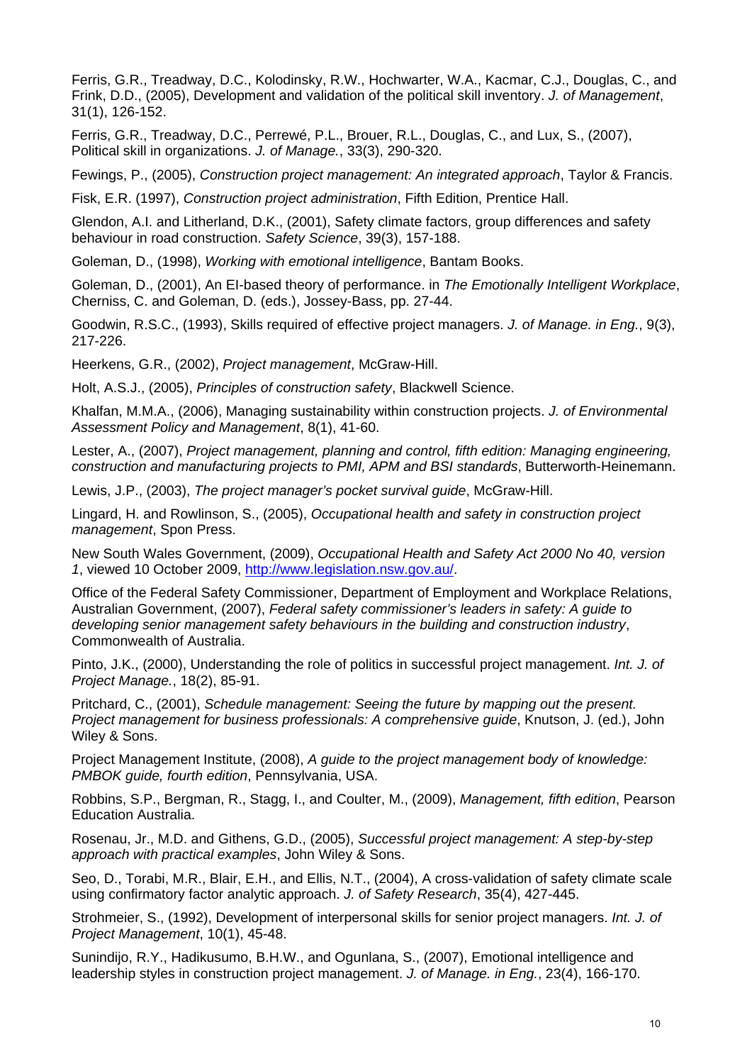Ferris, G.R., Treadway, D.C., Kolodinsky, R.W., Hochwarter, W.A., Kacmar, C.J., Douglas, C., and Frink, D.D., (2005), Development and validation of the political skill inventory. *J. of Management*, 31(1), 126-152.

Ferris, G.R., Treadway, D.C., Perrewé, P.L., Brouer, R.L., Douglas, C., and Lux, S., (2007), Political skill in organizations. *J. of Manage.*, 33(3), 290-320.

Fewings, P., (2005), *Construction project management: An integrated approach*, Taylor & Francis.

Fisk, E.R. (1997), *Construction project administration*, Fifth Edition, Prentice Hall.

Glendon, A.I. and Litherland, D.K., (2001), Safety climate factors, group differences and safety behaviour in road construction. *Safety Science*, 39(3), 157-188.

Goleman, D., (1998), *Working with emotional intelligence*, Bantam Books.

Goleman, D., (2001), An EI-based theory of performance. in *The Emotionally Intelligent Workplace*, Cherniss, C. and Goleman, D. (eds.), Jossey-Bass, pp. 27-44.

Goodwin, R.S.C., (1993), Skills required of effective project managers. *J. of Manage. in Eng.*, 9(3), 217-226.

Heerkens, G.R., (2002), *Project management*, McGraw-Hill.

Holt, A.S.J., (2005), *Principles of construction safety*, Blackwell Science.

Khalfan, M.M.A., (2006), Managing sustainability within construction projects. *J. of Environmental Assessment Policy and Management*, 8(1), 41-60.

Lester, A., (2007), *Project management, planning and control, fifth edition: Managing engineering, construction and manufacturing projects to PMI, APM and BSI standards*, Butterworth-Heinemann.

Lewis, J.P., (2003), *The project manager's pocket survival guide*, McGraw-Hill.

Lingard, H. and Rowlinson, S., (2005), *Occupational health and safety in construction project management*, Spon Press.

New South Wales Government, (2009), *Occupational Health and Safety Act 2000 No 40, version 1*, viewed 10 October 2009, http://www.legislation.nsw.gov.au/.

Office of the Federal Safety Commissioner, Department of Employment and Workplace Relations, Australian Government, (2007), *Federal safety commissioner's leaders in safety: A guide to developing senior management safety behaviours in the building and construction industry*, Commonwealth of Australia.

Pinto, J.K., (2000), Understanding the role of politics in successful project management. *Int. J. of Project Manage.*, 18(2), 85-91.

Pritchard, C., (2001), *Schedule management: Seeing the future by mapping out the present. Project management for business professionals: A comprehensive guide*, Knutson, J. (ed.), John Wiley & Sons.

Project Management Institute, (2008), *A guide to the project management body of knowledge: PMBOK guide, fourth edition*, Pennsylvania, USA.

Robbins, S.P., Bergman, R., Stagg, I., and Coulter, M., (2009), *Management, fifth edition*, Pearson Education Australia.

Rosenau, Jr., M.D. and Githens, G.D., (2005), *Successful project management: A step-by-step approach with practical examples*, John Wiley & Sons.

Seo, D., Torabi, M.R., Blair, E.H., and Ellis, N.T., (2004), A cross-validation of safety climate scale using confirmatory factor analytic approach. *J. of Safety Research*, 35(4), 427-445.

Strohmeier, S., (1992), Development of interpersonal skills for senior project managers. *Int. J. of Project Management*, 10(1), 45-48.

Sunindijo, R.Y., Hadikusumo, B.H.W., and Ogunlana, S., (2007), Emotional intelligence and leadership styles in construction project management. *J. of Manage. in Eng.*, 23(4), 166-170.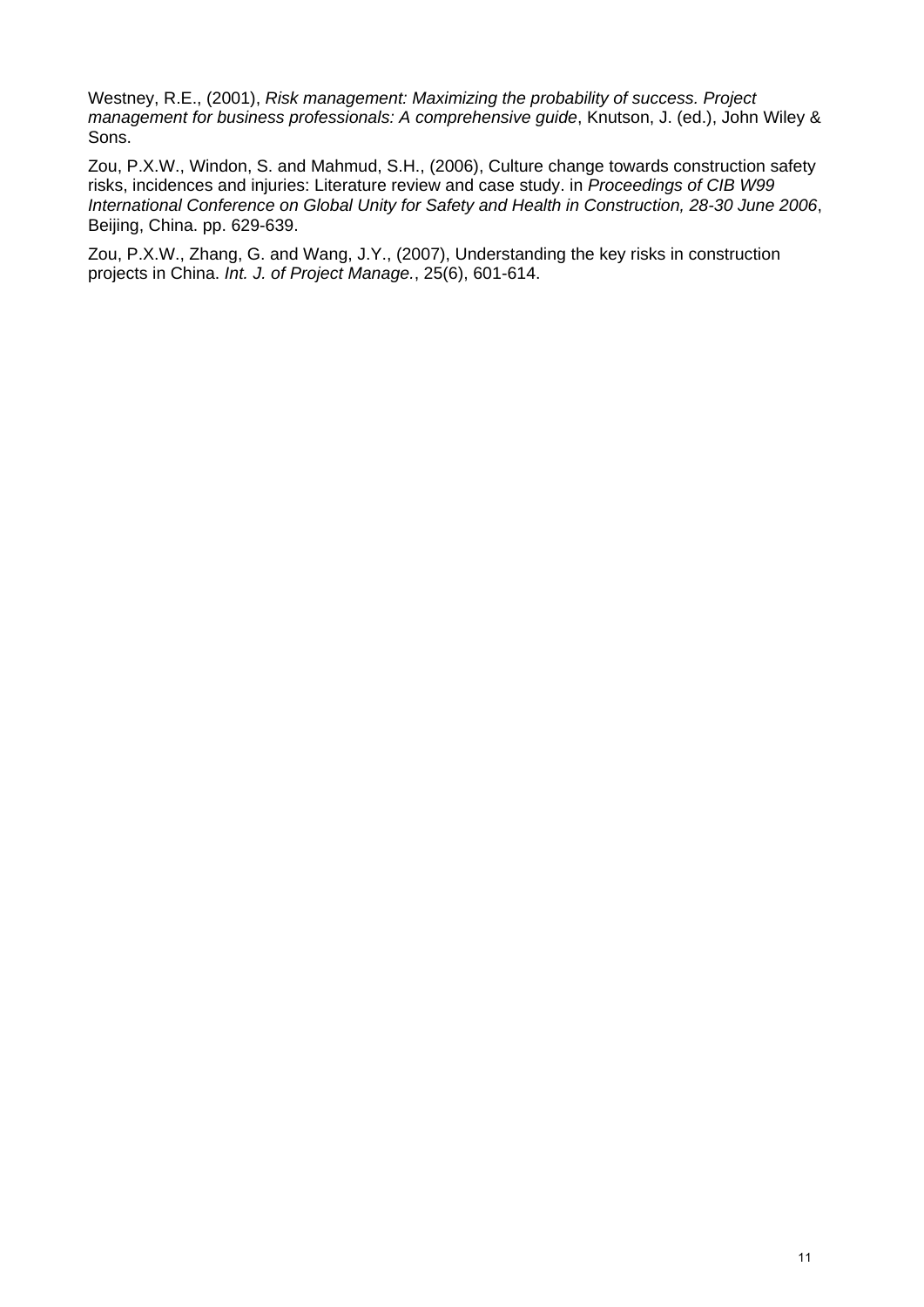Westney, R.E., (2001), *Risk management: Maximizing the probability of success. Project management for business professionals: A comprehensive guide*, Knutson, J. (ed.), John Wiley & Sons.

Zou, P.X.W., Windon, S. and Mahmud, S.H., (2006), Culture change towards construction safety risks, incidences and injuries: Literature review and case study. in *Proceedings of CIB W99 International Conference on Global Unity for Safety and Health in Construction, 28-30 June 2006*, Beijing, China. pp. 629-639.

Zou, P.X.W., Zhang, G. and Wang, J.Y., (2007), Understanding the key risks in construction projects in China. *Int. J. of Project Manage.*, 25(6), 601-614.